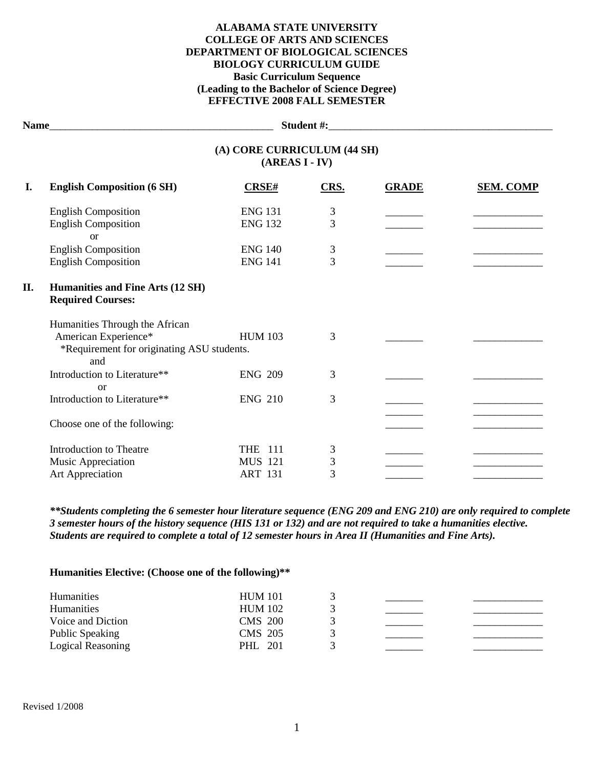**ALABAMA STATE UNIVERSITY**
**COLLEGE OF ARTS AND SCIENCES**
**DEPARTMENT OF BIOLOGICAL SCIENCES**
**BIOLOGY CURRICULUM GUIDE**
**Basic Curriculum Sequence**
**(Leading to the Bachelor of Science Degree)**
**EFFECTIVE 2008 FALL SEMESTER**

**Name**\_\_\_\_\_\_\_\_\_\_\_\_\_\_\_\_\_\_\_\_\_\_\_\_\_\_\_\_\_\_\_\_\_\_\_\_\_\_\_\_\_\_\_\_ **Student #:**\_\_\_\_\_\_\_\_\_\_\_\_\_\_\_\_\_\_\_\_\_\_\_\_\_\_\_\_\_\_\_\_\_\_\_\_\_\_\_\_\_\_\_\_

## (A) CORE CURRICULUM (44 SH) (AREAS I - IV)

| | | CRSE# | CRS. | GRADE | SEM. COMP |
|---|---|---|---|---|---|
| **I.** | **English Composition (6 SH)** | | | | |
| | English Composition | ENG 131 | 3 | _______ | _____________ |
| | English Composition | ENG 132 | 3 | _______ | _____________ |
| | or | | | | |
| | English Composition | ENG 140 | 3 | _______ | _____________ |
| | English Composition | ENG 141 | 3 | _______ | _____________ |
| **II.** | **Humanities and Fine Arts (12 SH)** | | | | |
| | **Required Courses:** | | | | |
| | Humanities Through the African American Experience* | HUM 103 | 3 | _______ | _____________ |
| | *Requirement for originating ASU students. | | | | |
| | and | | | | |
| | Introduction to Literature** | ENG 209 | 3 | _______ | _____________ |
| | or | | | | |
| | Introduction to Literature** | ENG 210 | 3 | _______ | _____________ |
| | | | | _______ | _____________ |
| | Choose one of the following: | | | _______ | _____________ |
| | Introduction to Theatre | THE 111 | 3 | _______ | _____________ |
| | Music Appreciation | MUS 121 | 3 | _______ | _____________ |
| | Art Appreciation | ART 131 | 3 | _______ | _____________ |

***\*\*Students completing the 6 semester hour literature sequence (ENG 209 and ENG 210) are only required to complete 3 semester hours of the history sequence (HIS 131 or 132) and are not required to take a humanities elective. Students are required to complete a total of 12 semester hours in Area II (Humanities and Fine Arts).***

**Humanities Elective: (Choose one of the following)\*\***

| Course | CRSE# | CRS. | GRADE | SEM. COMP |
|---|---|---|---|---|
| Humanities | HUM 101 | 3 | _______ | _____________ |
| Humanities | HUM 102 | 3 | _______ | _____________ |
| Voice and Diction | CMS 200 | 3 | _______ | _____________ |
| Public Speaking | CMS 205 | 3 | _______ | _____________ |
| Logical Reasoning | PHL 201 | 3 | _______ | _____________ |

Revised 1/2008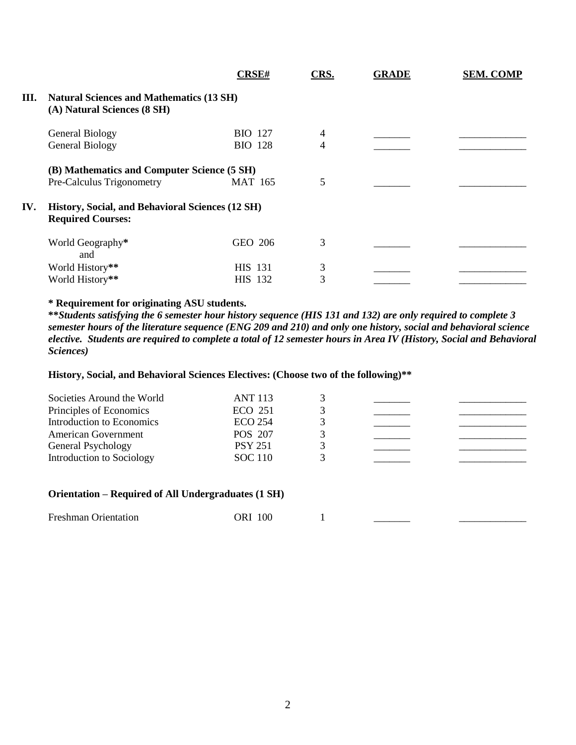| | CRSE# | CRS. | GRADE | SEM. COMP |
|---|---|---|---|---|
| **III. Natural Sciences and Mathematics (13 SH)** | | | | |
| **(A) Natural Sciences (8 SH)** | | | | |
| General Biology | BIO 127 | 4 | _______ | _____________ |
| General Biology | BIO 128 | 4 | _______ | _____________ |
| **(B) Mathematics and Computer Science (5 SH)** | | | | |
| Pre-Calculus Trigonometry | MAT 165 | 5 | _______ | _____________ |
| **IV. History, Social, and Behavioral Sciences (12 SH)** | | | | |
| **Required Courses:** | | | | |
| World Geography* and | GEO 206 | 3 | _______ | _____________ |
| World History** | HIS 131 | 3 | _______ | _____________ |
| World History** | HIS 132 | 3 | _______ | _____________ |

**\* Requirement for originating ASU students.**

***\*\*Students satisfying the 6 semester hour history sequence (HIS 131 and 132) are only required to complete 3 semester hours of the literature sequence (ENG 209 and 210) and only one history, social and behavioral science elective. Students are required to complete a total of 12 semester hours in Area IV (History, Social and Behavioral Sciences)***

**History, Social, and Behavioral Sciences Electives: (Choose two of the following)\*\***

| | CRSE# | CRS. | GRADE | SEM. COMP |
|---|---|---|---|---|
| Societies Around the World | ANT 113 | 3 | _______ | _____________ |
| Principles of Economics | ECO 251 | 3 | _______ | _____________ |
| Introduction to Economics | ECO 254 | 3 | _______ | _____________ |
| American Government | POS 207 | 3 | _______ | _____________ |
| General Psychology | PSY 251 | 3 | _______ | _____________ |
| Introduction to Sociology | SOC 110 | 3 | _______ | _____________ |

**Orientation – Required of All Undergraduates (1 SH)**

| | CRSE# | CRS. | GRADE | SEM. COMP |
|---|---|---|---|---|
| Freshman Orientation | ORI 100 | 1 | _______ | _____________ |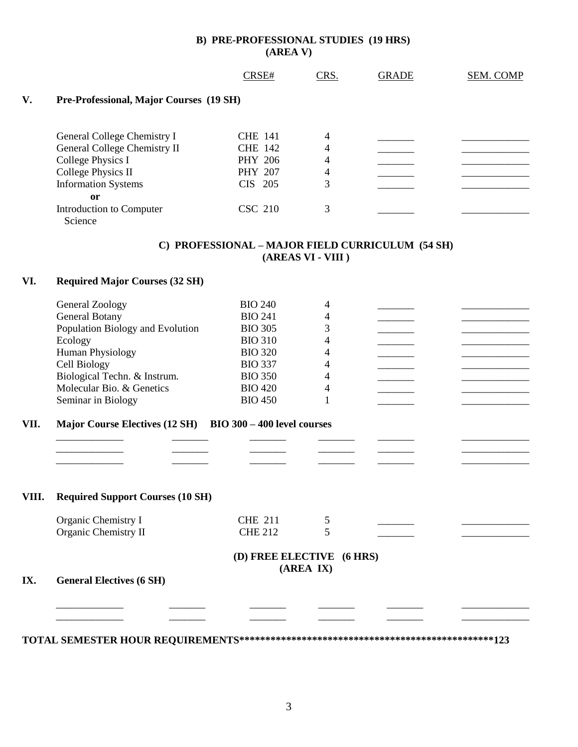## B) PRE-PROFESSIONAL STUDIES (19 HRS)
## (AREA V)

| | | CRSE# | CRS. | GRADE | SEM. COMP |
|---|---|---|---|---|---|
| **V.** | **Pre-Professional, Major Courses (19 SH)** | | | | |
| | General College Chemistry I | CHE 141 | 4 | _______ | _____________ |
| | General College Chemistry II | CHE 142 | 4 | _______ | _____________ |
| | College Physics I | PHY 206 | 4 | _______ | _____________ |
| | College Physics II | PHY 207 | 4 | _______ | _____________ |
| | Information Systems | CIS 205 | 3 | _______ | _____________ |
| | **or** | | | | |
| | Introduction to Computer Science | CSC 210 | 3 | _______ | _____________ |

## C) PROFESSIONAL – MAJOR FIELD CURRICULUM (54 SH)
## (AREAS VI - VIII )

| | | CRSE# | CRS. | GRADE | SEM. COMP |
|---|---|---|---|---|---|
| **VI.** | **Required Major Courses (32 SH)** | | | | |
| | General Zoology | BIO 240 | 4 | _______ | _____________ |
| | General Botany | BIO 241 | 4 | _______ | _____________ |
| | Population Biology and Evolution | BIO 305 | 3 | _______ | _____________ |
| | Ecology | BIO 310 | 4 | _______ | _____________ |
| | Human Physiology | BIO 320 | 4 | _______ | _____________ |
| | Cell Biology | BIO 337 | 4 | _______ | _____________ |
| | Biological Techn. & Instrum. | BIO 350 | 4 | _______ | _____________ |
| | Molecular Bio. & Genetics | BIO 420 | 4 | _______ | _____________ |
| | Seminar in Biology | BIO 450 | 1 | _______ | _____________ |

**VII. Major Course Electives (12 SH) BIO 300 – 400 level courses**

| | | | | | |
|---|---|---|---|---|---|
| _____________ | _______ | _______ | _______ | _______ | _____________ |
| _____________ | _______ | _______ | _______ | _______ | _____________ |
| _____________ | _______ | _______ | _______ | _______ | _____________ |

| | | CRSE# | CRS. | GRADE | SEM. COMP |
|---|---|---|---|---|---|
| **VIII.** | **Required Support Courses (10 SH)** | | | | |
| | Organic Chemistry I | CHE 211 | 5 | _______ | _____________ |
| | Organic Chemistry II | CHE 212 | 5 | _______ | _____________ |

## (D) FREE ELECTIVE (6 HRS)
## (AREA IX)

**IX. General Electives (6 SH)**

| | | | | | |
|---|---|---|---|---|---|
| _____________ | _______ | _______ | _______ | _______ | _____________ |
| _____________ | _______ | _______ | _______ | _______ | _____________ |

**TOTAL SEMESTER HOUR REQUIREMENTS************************************************123**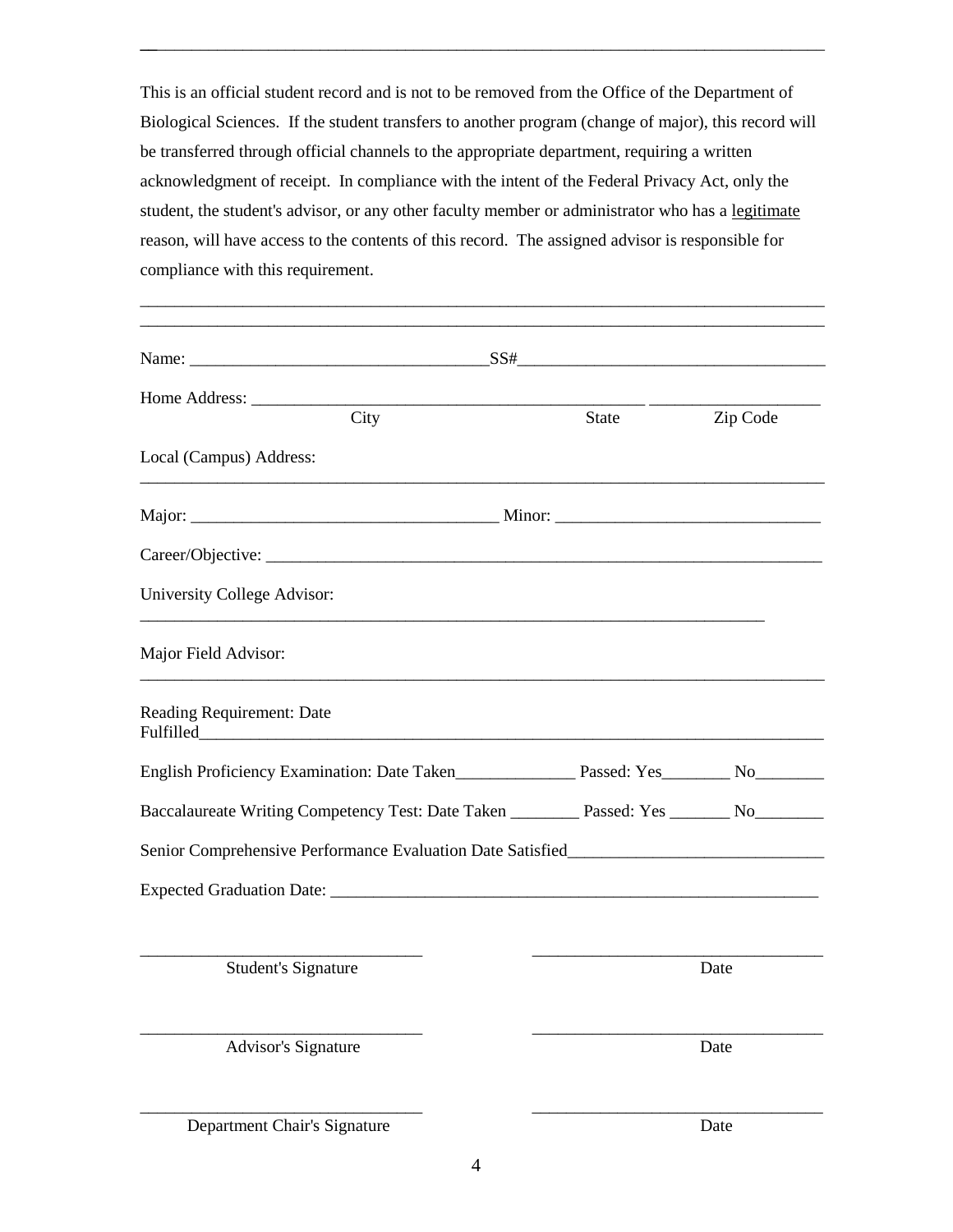This is an official student record and is not to be removed from the Office of the Department of Biological Sciences. If the student transfers to another program (change of major), this record will be transferred through official channels to the appropriate department, requiring a written acknowledgment of receipt. In compliance with the intent of the Federal Privacy Act, only the student, the student's advisor, or any other faculty member or administrator who has a <u>legitimate</u> reason, will have access to the contents of this record. The assigned advisor is responsible for compliance with this requirement.

---

Name: ___________________________________SS#___________________________________

Home Address: _______________________________________________ ____________________
City State Zip Code

Local (Campus) Address:
_______________________________________________________________________________

Major: ___________________________________ Minor: ______________________________

Career/Objective: ________________________________________________________________

University College Advisor:
________________________________________________________________________

Major Field Advisor:
_______________________________________________________________________________

Reading Requirement: Date Fulfilled__________________________________________________________________________

English Proficiency Examination: Date Taken______________ Passed: Yes________ No________

Baccalaureate Writing Competency Test: Date Taken ________ Passed: Yes _______ No________

Senior Comprehensive Performance Evaluation Date Satisfied_____________________________

Expected Graduation Date: _______________________________________________________

_________________________________ _________________________________
Student's Signature Date

_________________________________ _________________________________
Advisor's Signature Date

_________________________________ _________________________________
Department Chair's Signature Date